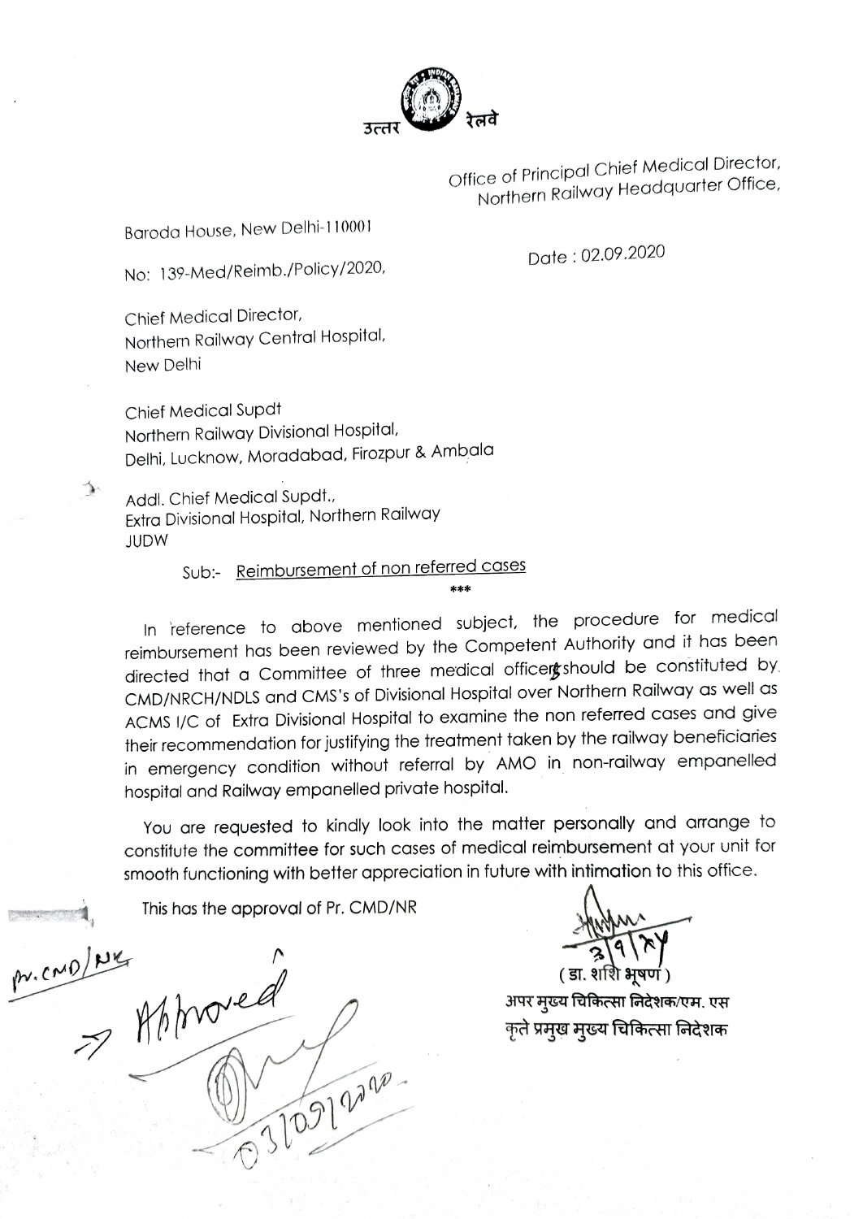उत्तर रेलवे

Office of Principal Chief Medical Director,
Northern Railway Headquarter Office,

Baroda House, New Delhi-110001

No: 139-Med/Reimb./Policy/2020,

Date : 02.09.2020

Chief Medical Director,
Northern Railway Central Hospital,
New Delhi

Chief Medical Supdt
Northern Railway Divisional Hospital,
Delhi, Lucknow, Moradabad, Firozpur & Ambala

Addl. Chief Medical Supdt.,
Extra Divisional Hospital, Northern Railway
JUDW

Sub:- Reimbursement of non referred cases

\*\*\*

In reference to above mentioned subject, the procedure for medical reimbursement has been reviewed by the Competent Authority and it has been directed that a Committee of three medical officers should be constituted by CMD/NRCH/NDLS and CMS's of Divisional Hospital over Northern Railway as well as ACMS I/C of Extra Divisional Hospital to examine the non referred cases and give their recommendation for justifying the treatment taken by the railway beneficiaries in emergency condition without referral by AMO in non-railway empanelled hospital and Railway empanelled private hospital.

You are requested to kindly look into the matter personally and arrange to constitute the committee for such cases of medical reimbursement at your unit for smooth functioning with better appreciation in future with intimation to this office.

This has the approval of Pr. CMD/NR

Pr. CMD/NR
→ Approved
03/09/2020

3/9/20
( डा. शशि भूषण )
अपर मुख्य चिकित्सा निदेशक/एम. एस
कृते प्रमुख मुख्य चिकित्सा निदेशक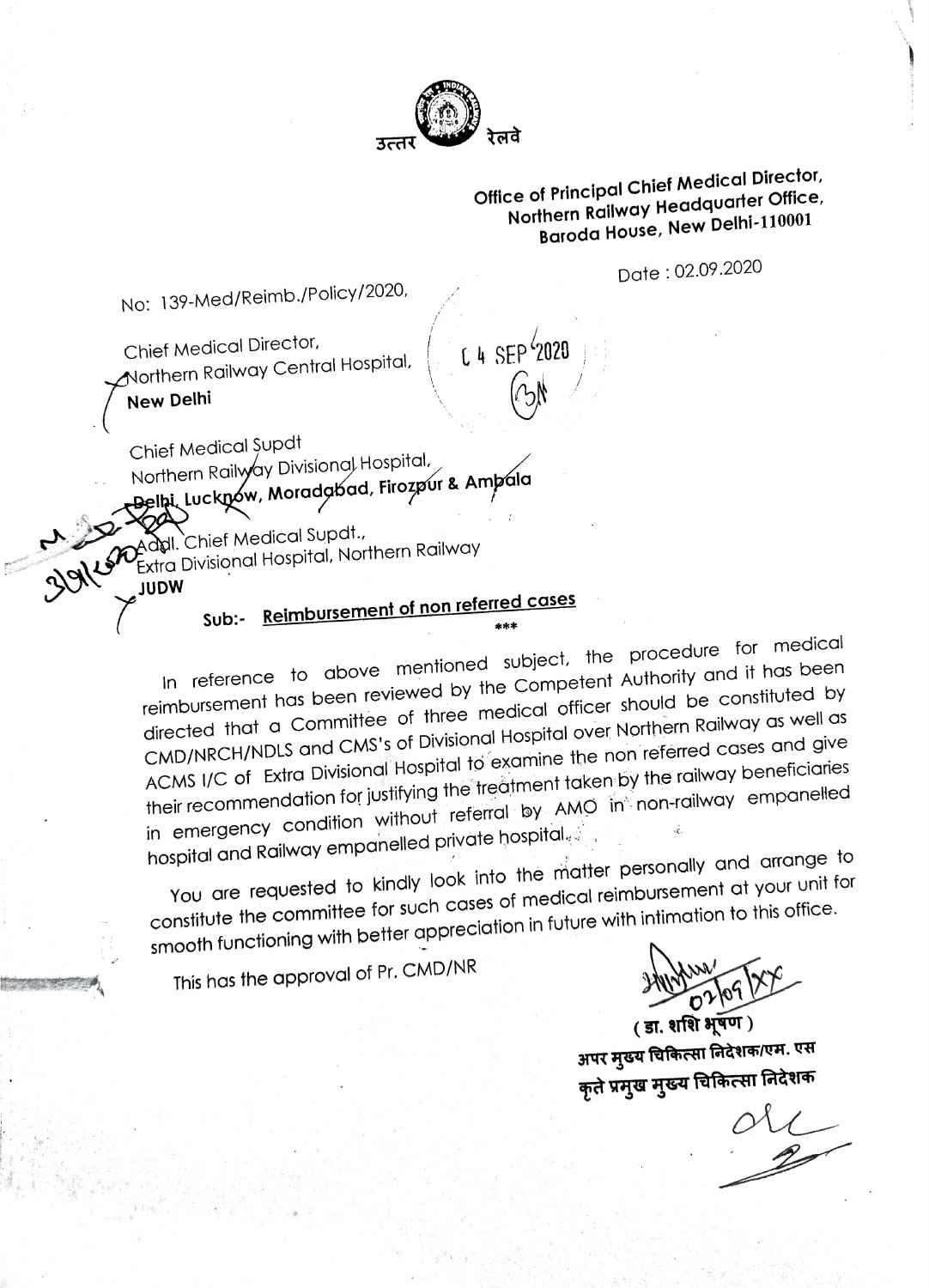उत्तर रेलवे

**Office of Principal Chief Medical Director,**
**Northern Railway Headquarter Office,**
**Baroda House, New Delhi-110001**

Date : 02.09.2020

No: 139-Med/Reimb./Policy/2020,

04 SEP 2020

Chief Medical Director,
Northern Railway Central Hospital,
**New Delhi**

Chief Medical Supdt
Northern Railway Divisional Hospital,
**Delhi, Lucknow, Moradabad, Firozpur & Ambala**

Addl. Chief Medical Supdt.,
Extra Divisional Hospital, Northern Railway
**JUDW**

Sub:- **Reimbursement of non referred cases**

\*\*\*

In reference to above mentioned subject, the procedure for medical reimbursement has been reviewed by the Competent Authority and it has been directed that a Committee of three medical officer should be constituted by CMD/NRCH/NDLS and CMS's of Divisional Hospital over Northern Railway as well as ACMS I/C of Extra Divisional Hospital to examine the non referred cases and give their recommendation for justifying the treatment taken by the railway beneficiaries in emergency condition without referral by AMO in non-railway empanelled hospital and Railway empanelled private hospital.

You are requested to kindly look into the matter personally and arrange to constitute the committee for such cases of medical reimbursement at your unit for smooth functioning with better appreciation in future with intimation to this office.

This has the approval of Pr. CMD/NR

02/09/20

( डा. शशि भूषण )
अपर मुख्य चिकित्सा निदेशक/एम. एस
कृते प्रमुख मुख्य चिकित्सा निदेशक